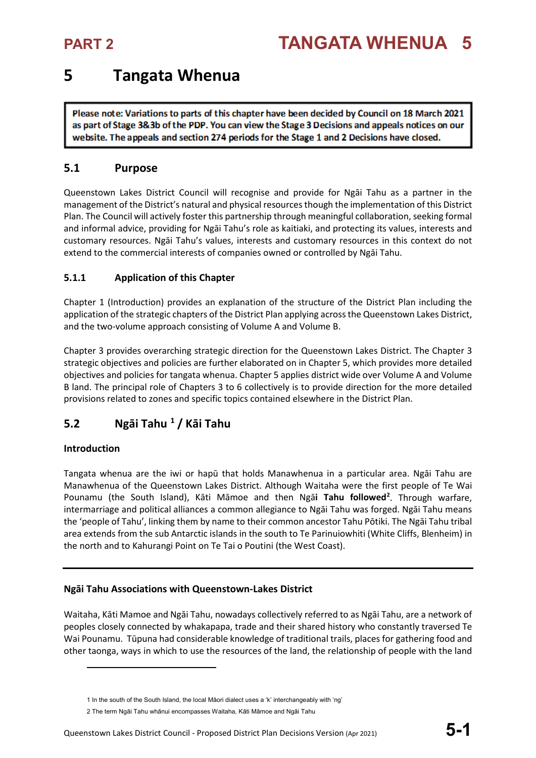# 5 Tangata Whenua

> **Please note: Variations to parts of this chapter have been decided by Council on 18 March 2021 as part of Stage 3&3b of the PDP. You can view the Stage 3 Decisions and appeals notices on our website. The appeals and section 274 periods for the Stage 1 and 2 Decisions have closed.**

## 5.1 Purpose

Queenstown Lakes District Council will recognise and provide for Ngāi Tahu as a partner in the management of the District's natural and physical resources though the implementation of this District Plan. The Council will actively foster this partnership through meaningful collaboration, seeking formal and informal advice, providing for Ngāi Tahu's role as kaitiaki, and protecting its values, interests and customary resources. Ngāi Tahu's values, interests and customary resources in this context do not extend to the commercial interests of companies owned or controlled by Ngāi Tahu.

### 5.1.1 Application of this Chapter

Chapter 1 (Introduction) provides an explanation of the structure of the District Plan including the application of the strategic chapters of the District Plan applying across the Queenstown Lakes District, and the two-volume approach consisting of Volume A and Volume B.

Chapter 3 provides overarching strategic direction for the Queenstown Lakes District. The Chapter 3 strategic objectives and policies are further elaborated on in Chapter 5, which provides more detailed objectives and policies for tangata whenua. Chapter 5 applies district wide over Volume A and Volume B land. The principal role of Chapters 3 to 6 collectively is to provide direction for the more detailed provisions related to zones and specific topics contained elsewhere in the District Plan.

## 5.2 Ngāi Tahu [1] / Kāi Tahu

**Introduction**

Tangata whenua are the iwi or hapū that holds Manawhenua in a particular area. Ngāi Tahu are Manawhenua of the Queenstown Lakes District. Although Waitaha were the first people of Te Wai Pounamu (the South Island), Kāti Māmoe and then Ngā**i Tahu followed**[2]. Through warfare, intermarriage and political alliances a common allegiance to Ngāi Tahu was forged. Ngāi Tahu means the 'people of Tahu', linking them by name to their common ancestor Tahu Pōtiki. The Ngāi Tahu tribal area extends from the sub Antarctic islands in the south to Te Parinuiowhiti (White Cliffs, Blenheim) in the north and to Kahurangi Point on Te Tai o Poutini (the West Coast).

---

**Ngāi Tahu Associations with Queenstown-Lakes District**

Waitaha, Kāti Mamoe and Ngāi Tahu, nowadays collectively referred to as Ngāi Tahu, are a network of peoples closely connected by whakapapa, trade and their shared history who constantly traversed Te Wai Pounamu. Tūpuna had considerable knowledge of traditional trails, places for gathering food and other taonga, ways in which to use the resources of the land, the relationship of people with the land

---

1 In the south of the South Island, the local Māori dialect uses a 'k' interchangeably with 'ng'

2 The term Ngāi Tahu whānui encompasses Waitaha, Kāti Māmoe and Ngāi Tahu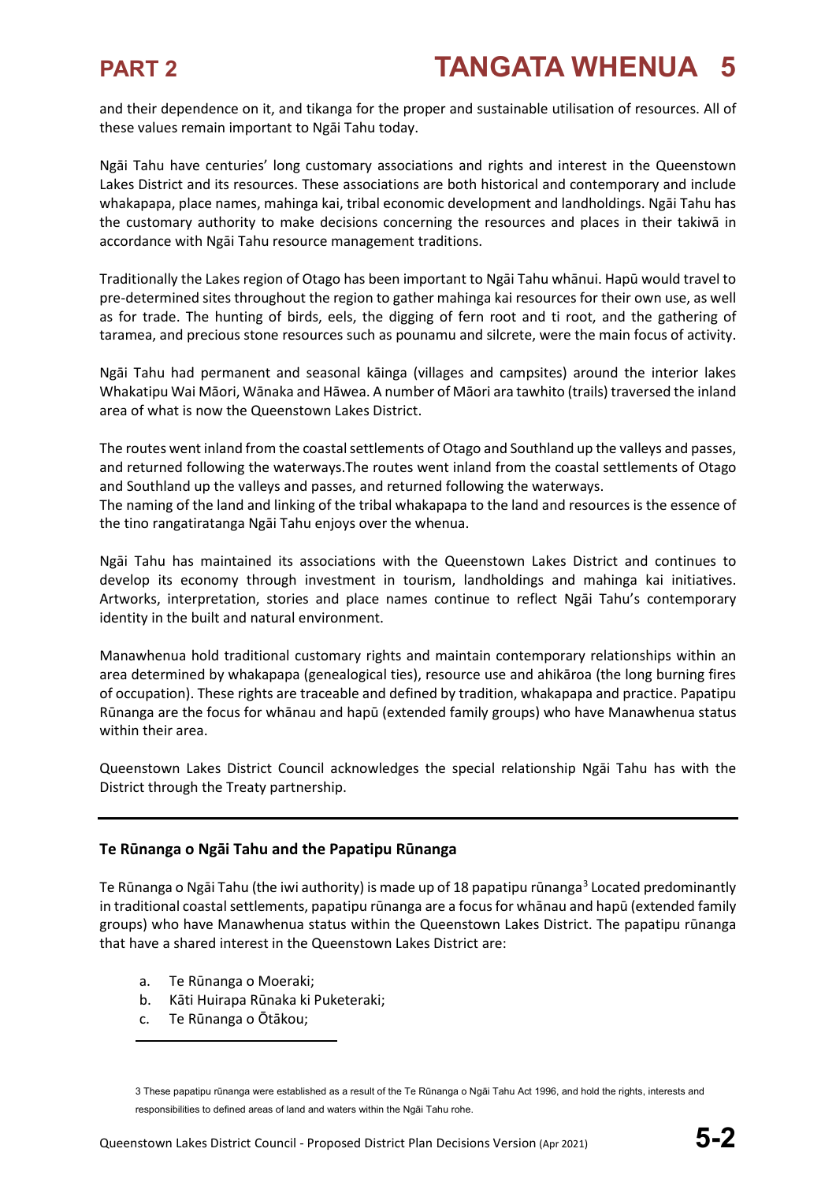and their dependence on it, and tikanga for the proper and sustainable utilisation of resources. All of these values remain important to Ngāi Tahu today.

Ngāi Tahu have centuries' long customary associations and rights and interest in the Queenstown Lakes District and its resources. These associations are both historical and contemporary and include whakapapa, place names, mahinga kai, tribal economic development and landholdings. Ngāi Tahu has the customary authority to make decisions concerning the resources and places in their takiwā in accordance with Ngāi Tahu resource management traditions.

Traditionally the Lakes region of Otago has been important to Ngāi Tahu whānui. Hapū would travel to pre-determined sites throughout the region to gather mahinga kai resources for their own use, as well as for trade. The hunting of birds, eels, the digging of fern root and ti root, and the gathering of taramea, and precious stone resources such as pounamu and silcrete, were the main focus of activity.

Ngāi Tahu had permanent and seasonal kāinga (villages and campsites) around the interior lakes Whakatipu Wai Māori, Wānaka and Hāwea. A number of Māori ara tawhito (trails) traversed the inland area of what is now the Queenstown Lakes District.

The routes went inland from the coastal settlements of Otago and Southland up the valleys and passes, and returned following the waterways.The routes went inland from the coastal settlements of Otago and Southland up the valleys and passes, and returned following the waterways.
The naming of the land and linking of the tribal whakapapa to the land and resources is the essence of the tino rangatiratanga Ngāi Tahu enjoys over the whenua.

Ngāi Tahu has maintained its associations with the Queenstown Lakes District and continues to develop its economy through investment in tourism, landholdings and mahinga kai initiatives. Artworks, interpretation, stories and place names continue to reflect Ngāi Tahu's contemporary identity in the built and natural environment.

Manawhenua hold traditional customary rights and maintain contemporary relationships within an area determined by whakapapa (genealogical ties), resource use and ahikāroa (the long burning fires of occupation). These rights are traceable and defined by tradition, whakapapa and practice. Papatipu Rūnanga are the focus for whānau and hapū (extended family groups) who have Manawhenua status within their area.

Queenstown Lakes District Council acknowledges the special relationship Ngāi Tahu has with the District through the Treaty partnership.

### Te Rūnanga o Ngāi Tahu and the Papatipu Rūnanga

Te Rūnanga o Ngāi Tahu (the iwi authority) is made up of 18 papatipu rūnanga[3] Located predominantly in traditional coastal settlements, papatipu rūnanga are a focus for whānau and hapū (extended family groups) who have Manawhenua status within the Queenstown Lakes District. The papatipu rūnanga that have a shared interest in the Queenstown Lakes District are:

a. Te Rūnanga o Moeraki;
b. Kāti Huirapa Rūnaka ki Puketeraki;
c. Te Rūnanga o Ōtākou;

3 These papatipu rūnanga were established as a result of the Te Rūnanga o Ngāi Tahu Act 1996, and hold the rights, interests and responsibilities to defined areas of land and waters within the Ngāi Tahu rohe.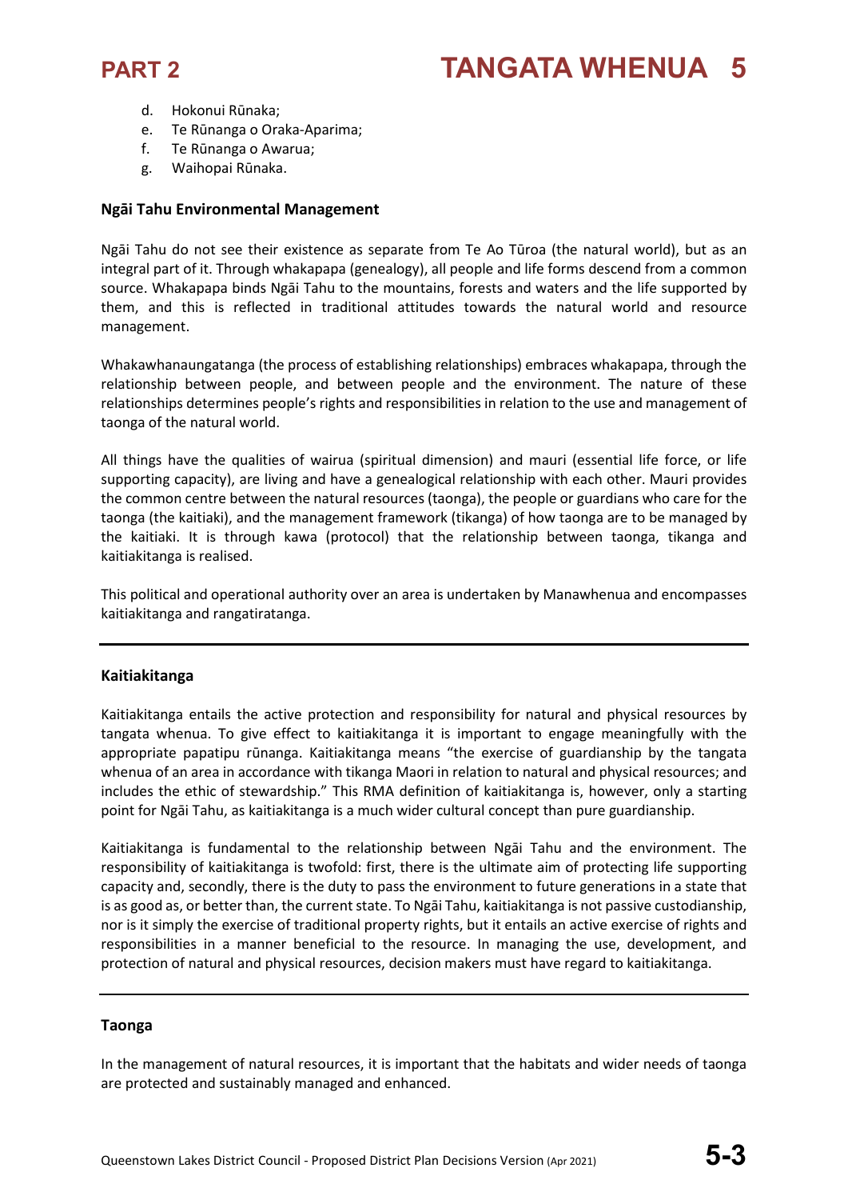d. Hokonui Rūnaka;
e. Te Rūnanga o Oraka-Aparima;
f. Te Rūnanga o Awarua;
g. Waihopai Rūnaka.

**Ngāi Tahu Environmental Management**

Ngāi Tahu do not see their existence as separate from Te Ao Tūroa (the natural world), but as an integral part of it. Through whakapapa (genealogy), all people and life forms descend from a common source. Whakapapa binds Ngāi Tahu to the mountains, forests and waters and the life supported by them, and this is reflected in traditional attitudes towards the natural world and resource management.

Whakawhanaungatanga (the process of establishing relationships) embraces whakapapa, through the relationship between people, and between people and the environment. The nature of these relationships determines people's rights and responsibilities in relation to the use and management of taonga of the natural world.

All things have the qualities of wairua (spiritual dimension) and mauri (essential life force, or life supporting capacity), are living and have a genealogical relationship with each other. Mauri provides the common centre between the natural resources (taonga), the people or guardians who care for the taonga (the kaitiaki), and the management framework (tikanga) of how taonga are to be managed by the kaitiaki. It is through kawa (protocol) that the relationship between taonga, tikanga and kaitiakitanga is realised.

This political and operational authority over an area is undertaken by Manawhenua and encompasses kaitiakitanga and rangatiratanga.

---

**Kaitiakitanga**

Kaitiakitanga entails the active protection and responsibility for natural and physical resources by tangata whenua. To give effect to kaitiakitanga it is important to engage meaningfully with the appropriate papatipu rūnanga. Kaitiakitanga means "the exercise of guardianship by the tangata whenua of an area in accordance with tikanga Maori in relation to natural and physical resources; and includes the ethic of stewardship." This RMA definition of kaitiakitanga is, however, only a starting point for Ngāi Tahu, as kaitiakitanga is a much wider cultural concept than pure guardianship.

Kaitiakitanga is fundamental to the relationship between Ngāi Tahu and the environment. The responsibility of kaitiakitanga is twofold: first, there is the ultimate aim of protecting life supporting capacity and, secondly, there is the duty to pass the environment to future generations in a state that is as good as, or better than, the current state. To Ngāi Tahu, kaitiakitanga is not passive custodianship, nor is it simply the exercise of traditional property rights, but it entails an active exercise of rights and responsibilities in a manner beneficial to the resource. In managing the use, development, and protection of natural and physical resources, decision makers must have regard to kaitiakitanga.

---

**Taonga**

In the management of natural resources, it is important that the habitats and wider needs of taonga are protected and sustainably managed and enhanced.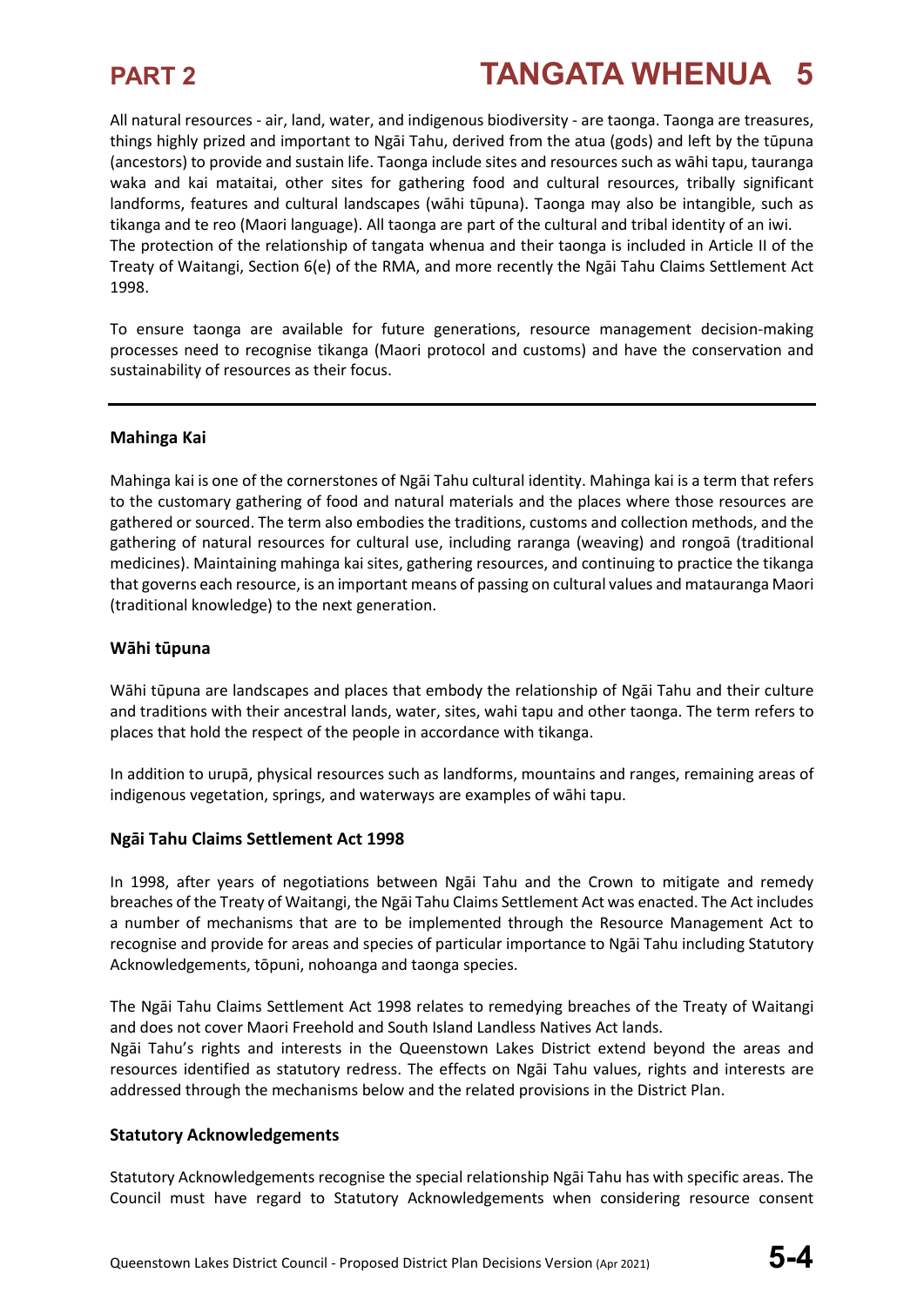All natural resources - air, land, water, and indigenous biodiversity - are taonga. Taonga are treasures, things highly prized and important to Ngāi Tahu, derived from the atua (gods) and left by the tūpuna (ancestors) to provide and sustain life. Taonga include sites and resources such as wāhi tapu, tauranga waka and kai mataitai, other sites for gathering food and cultural resources, tribally significant landforms, features and cultural landscapes (wāhi tūpuna). Taonga may also be intangible, such as tikanga and te reo (Maori language). All taonga are part of the cultural and tribal identity of an iwi.
The protection of the relationship of tangata whenua and their taonga is included in Article II of the Treaty of Waitangi, Section 6(e) of the RMA, and more recently the Ngāi Tahu Claims Settlement Act 1998.

To ensure taonga are available for future generations, resource management decision-making processes need to recognise tikanga (Maori protocol and customs) and have the conservation and sustainability of resources as their focus.

---

**Mahinga Kai**

Mahinga kai is one of the cornerstones of Ngāi Tahu cultural identity. Mahinga kai is a term that refers to the customary gathering of food and natural materials and the places where those resources are gathered or sourced. The term also embodies the traditions, customs and collection methods, and the gathering of natural resources for cultural use, including raranga (weaving) and rongoā (traditional medicines). Maintaining mahinga kai sites, gathering resources, and continuing to practice the tikanga that governs each resource, is an important means of passing on cultural values and matauranga Maori (traditional knowledge) to the next generation.

**Wāhi tūpuna**

Wāhi tūpuna are landscapes and places that embody the relationship of Ngāi Tahu and their culture and traditions with their ancestral lands, water, sites, wahi tapu and other taonga. The term refers to places that hold the respect of the people in accordance with tikanga.

In addition to urupā, physical resources such as landforms, mountains and ranges, remaining areas of indigenous vegetation, springs, and waterways are examples of wāhi tapu.

**Ngāi Tahu Claims Settlement Act 1998**

In 1998, after years of negotiations between Ngāi Tahu and the Crown to mitigate and remedy breaches of the Treaty of Waitangi, the Ngāi Tahu Claims Settlement Act was enacted. The Act includes a number of mechanisms that are to be implemented through the Resource Management Act to recognise and provide for areas and species of particular importance to Ngāi Tahu including Statutory Acknowledgements, tōpuni, nohoanga and taonga species.

The Ngāi Tahu Claims Settlement Act 1998 relates to remedying breaches of the Treaty of Waitangi and does not cover Maori Freehold and South Island Landless Natives Act lands.
Ngāi Tahu's rights and interests in the Queenstown Lakes District extend beyond the areas and resources identified as statutory redress. The effects on Ngāi Tahu values, rights and interests are addressed through the mechanisms below and the related provisions in the District Plan.

**Statutory Acknowledgements**

Statutory Acknowledgements recognise the special relationship Ngāi Tahu has with specific areas. The Council must have regard to Statutory Acknowledgements when considering resource consent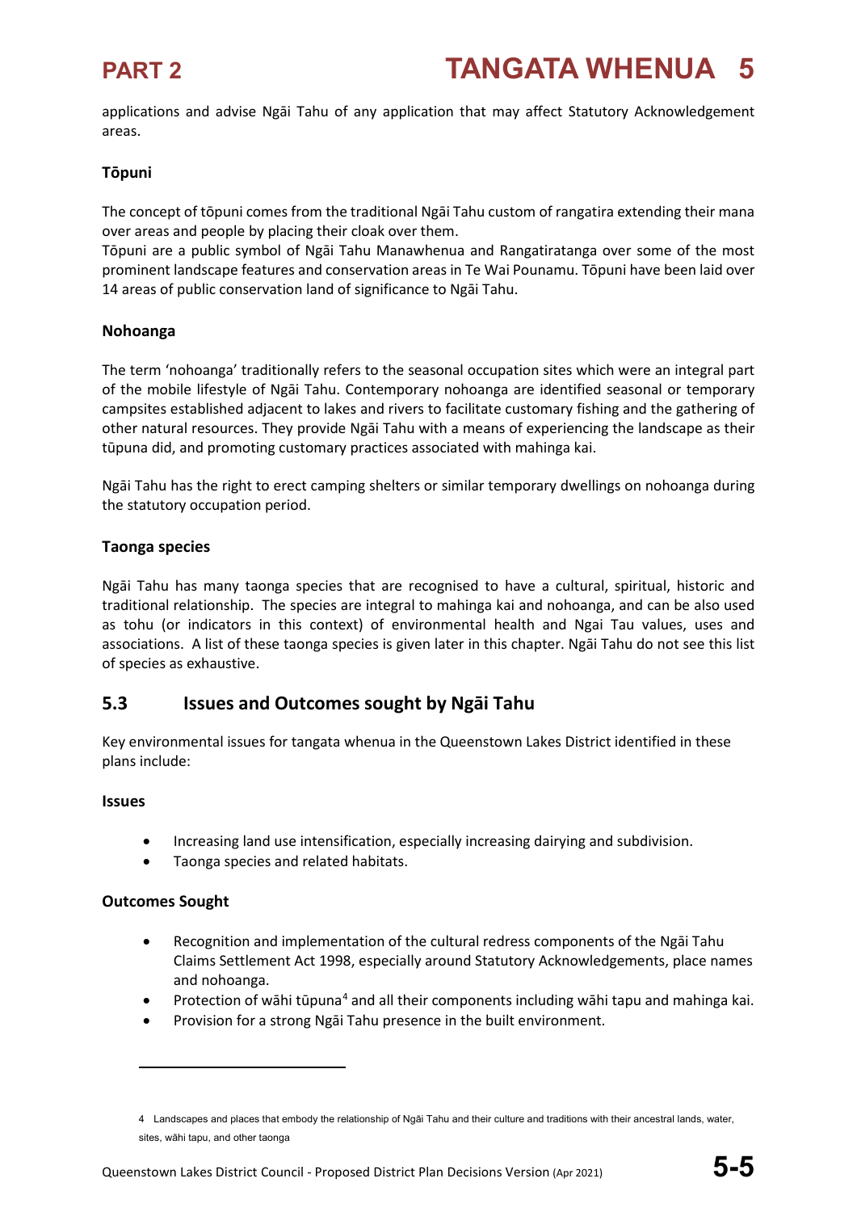applications and advise Ngāi Tahu of any application that may affect Statutory Acknowledgement areas.

**Tōpuni**

The concept of tōpuni comes from the traditional Ngāi Tahu custom of rangatira extending their mana over areas and people by placing their cloak over them.
Tōpuni are a public symbol of Ngāi Tahu Manawhenua and Rangatiratanga over some of the most prominent landscape features and conservation areas in Te Wai Pounamu. Tōpuni have been laid over 14 areas of public conservation land of significance to Ngāi Tahu.

**Nohoanga**

The term 'nohoanga' traditionally refers to the seasonal occupation sites which were an integral part of the mobile lifestyle of Ngāi Tahu. Contemporary nohoanga are identified seasonal or temporary campsites established adjacent to lakes and rivers to facilitate customary fishing and the gathering of other natural resources. They provide Ngāi Tahu with a means of experiencing the landscape as their tūpuna did, and promoting customary practices associated with mahinga kai.

Ngāi Tahu has the right to erect camping shelters or similar temporary dwellings on nohoanga during the statutory occupation period.

**Taonga species**

Ngāi Tahu has many taonga species that are recognised to have a cultural, spiritual, historic and traditional relationship. The species are integral to mahinga kai and nohoanga, and can be also used as tohu (or indicators in this context) of environmental health and Ngai Tau values, uses and associations. A list of these taonga species is given later in this chapter. Ngāi Tahu do not see this list of species as exhaustive.

## 5.3 Issues and Outcomes sought by Ngāi Tahu

Key environmental issues for tangata whenua in the Queenstown Lakes District identified in these plans include:

**Issues**

- Increasing land use intensification, especially increasing dairying and subdivision.
- Taonga species and related habitats.

**Outcomes Sought**

- Recognition and implementation of the cultural redress components of the Ngāi Tahu Claims Settlement Act 1998, especially around Statutory Acknowledgements, place names and nohoanga.
- Protection of wāhi tūpuna[4] and all their components including wāhi tapu and mahinga kai.
- Provision for a strong Ngāi Tahu presence in the built environment.

---

4 Landscapes and places that embody the relationship of Ngāi Tahu and their culture and traditions with their ancestral lands, water, sites, wāhi tapu, and other taonga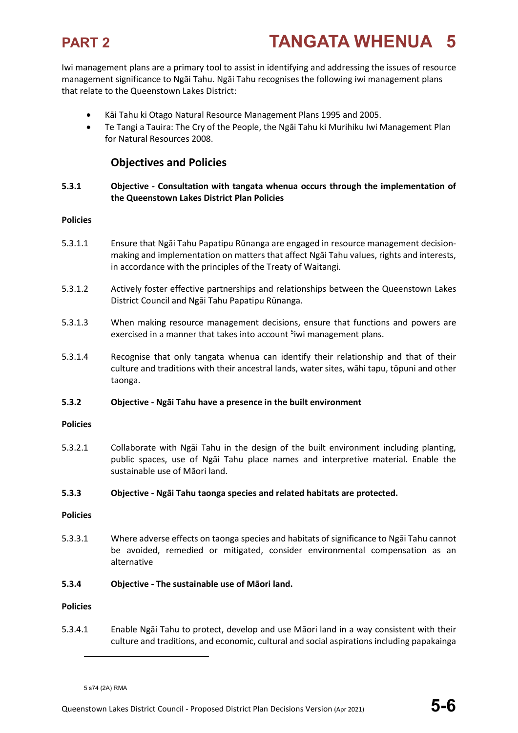Iwi management plans are a primary tool to assist in identifying and addressing the issues of resource management significance to Ngāi Tahu. Ngāi Tahu recognises the following iwi management plans that relate to the Queenstown Lakes District:

- Kāi Tahu ki Otago Natural Resource Management Plans 1995 and 2005.
- Te Tangi a Tauira: The Cry of the People, the Ngāi Tahu ki Murihiku Iwi Management Plan for Natural Resources 2008.

## Objectives and Policies

**5.3.1 Objective - Consultation with tangata whenua occurs through the implementation of the Queenstown Lakes District Plan Policies**

**Policies**

5.3.1.1 Ensure that Ngāi Tahu Papatipu Rūnanga are engaged in resource management decision-making and implementation on matters that affect Ngāi Tahu values, rights and interests, in accordance with the principles of the Treaty of Waitangi.

5.3.1.2 Actively foster effective partnerships and relationships between the Queenstown Lakes District Council and Ngāi Tahu Papatipu Rūnanga.

5.3.1.3 When making resource management decisions, ensure that functions and powers are exercised in a manner that takes into account [5]iwi management plans.

5.3.1.4 Recognise that only tangata whenua can identify their relationship and that of their culture and traditions with their ancestral lands, water sites, wāhi tapu, tōpuni and other taonga.

**5.3.2 Objective - Ngāi Tahu have a presence in the built environment**

**Policies**

5.3.2.1 Collaborate with Ngāi Tahu in the design of the built environment including planting, public spaces, use of Ngāi Tahu place names and interpretive material. Enable the sustainable use of Māori land.

**5.3.3 Objective - Ngāi Tahu taonga species and related habitats are protected.**

**Policies**

5.3.3.1 Where adverse effects on taonga species and habitats of significance to Ngāi Tahu cannot be avoided, remedied or mitigated, consider environmental compensation as an alternative

**5.3.4 Objective - The sustainable use of Māori land.**

**Policies**

5.3.4.1 Enable Ngāi Tahu to protect, develop and use Māori land in a way consistent with their culture and traditions, and economic, cultural and social aspirations including papakainga

---

5 s74 (2A) RMA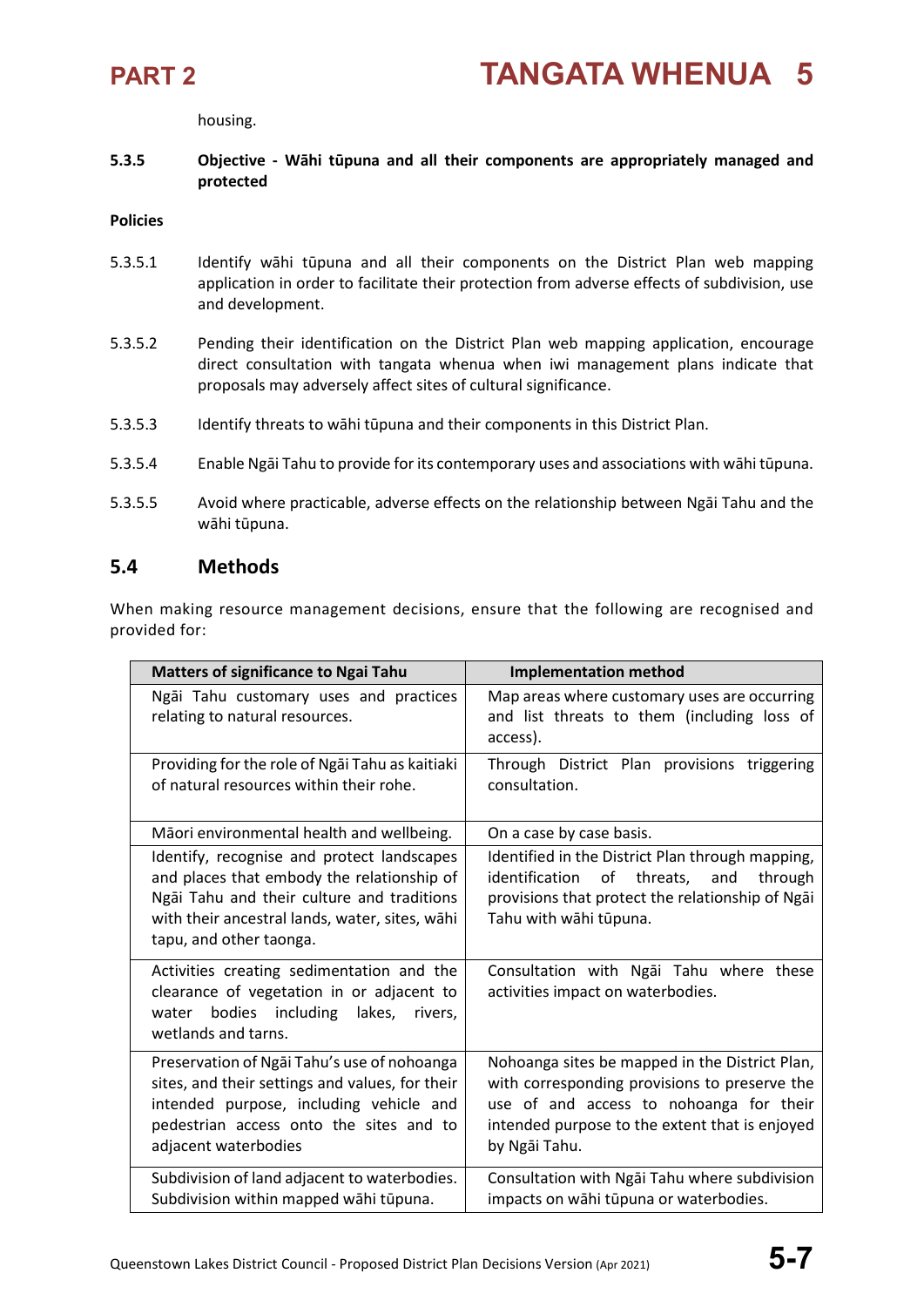housing.

**5.3.5 Objective - Wāhi tūpuna and all their components are appropriately managed and protected**

**Policies**

5.3.5.1 Identify wāhi tūpuna and all their components on the District Plan web mapping application in order to facilitate their protection from adverse effects of subdivision, use and development.

5.3.5.2 Pending their identification on the District Plan web mapping application, encourage direct consultation with tangata whenua when iwi management plans indicate that proposals may adversely affect sites of cultural significance.

5.3.5.3 Identify threats to wāhi tūpuna and their components in this District Plan.

5.3.5.4 Enable Ngāi Tahu to provide for its contemporary uses and associations with wāhi tūpuna.

5.3.5.5 Avoid where practicable, adverse effects on the relationship between Ngāi Tahu and the wāhi tūpuna.

## 5.4 Methods

When making resource management decisions, ensure that the following are recognised and provided for:

| Matters of significance to Ngai Tahu | Implementation method |
|---|---|
| Ngāi Tahu customary uses and practices relating to natural resources. | Map areas where customary uses are occurring and list threats to them (including loss of access). |
| Providing for the role of Ngāi Tahu as kaitiaki of natural resources within their rohe. | Through District Plan provisions triggering consultation. |
| Māori environmental health and wellbeing. | On a case by case basis. |
| Identify, recognise and protect landscapes and places that embody the relationship of Ngāi Tahu and their culture and traditions with their ancestral lands, water, sites, wāhi tapu, and other taonga. | Identified in the District Plan through mapping, identification of threats, and through provisions that protect the relationship of Ngāi Tahu with wāhi tūpuna. |
| Activities creating sedimentation and the clearance of vegetation in or adjacent to water bodies including lakes, rivers, wetlands and tarns. | Consultation with Ngāi Tahu where these activities impact on waterbodies. |
| Preservation of Ngāi Tahu's use of nohoanga sites, and their settings and values, for their intended purpose, including vehicle and pedestrian access onto the sites and to adjacent waterbodies | Nohoanga sites be mapped in the District Plan, with corresponding provisions to preserve the use of and access to nohoanga for their intended purpose to the extent that is enjoyed by Ngāi Tahu. |
| Subdivision of land adjacent to waterbodies. Subdivision within mapped wāhi tūpuna. | Consultation with Ngāi Tahu where subdivision impacts on wāhi tūpuna or waterbodies. |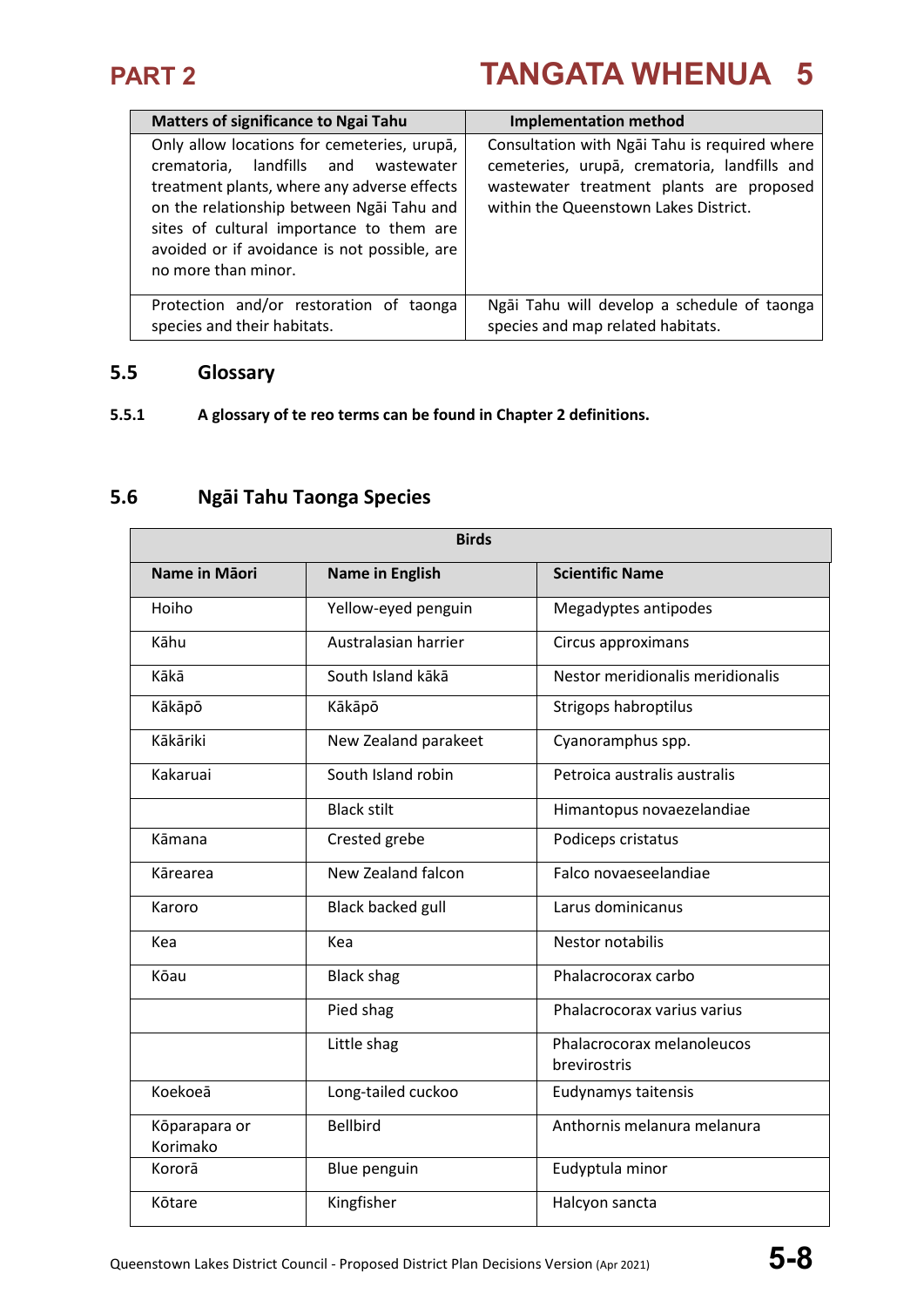| Matters of significance to Ngai Tahu | Implementation method |
|---|---|
| Only allow locations for cemeteries, urupā, crematoria, landfills and wastewater treatment plants, where any adverse effects on the relationship between Ngāi Tahu and sites of cultural importance to them are avoided or if avoidance is not possible, are no more than minor. | Consultation with Ngāi Tahu is required where cemeteries, urupā, crematoria, landfills and wastewater treatment plants are proposed within the Queenstown Lakes District. |
| Protection and/or restoration of taonga species and their habitats. | Ngāi Tahu will develop a schedule of taonga species and map related habitats. |

## 5.5 Glossary

**5.5.1 A glossary of te reo terms can be found in Chapter 2 definitions.**

## 5.6 Ngāi Tahu Taonga Species

| Birds | | |
|---|---|---|
| **Name in Māori** | **Name in English** | **Scientific Name** |
| Hoiho | Yellow-eyed penguin | Megadyptes antipodes |
| Kāhu | Australasian harrier | Circus approximans |
| Kākā | South Island kākā | Nestor meridionalis meridionalis |
| Kākāpō | Kākāpō | Strigops habroptilus |
| Kākāriki | New Zealand parakeet | Cyanoramphus spp. |
| Kakaruai | South Island robin | Petroica australis australis |
| | Black stilt | Himantopus novaezelandiae |
| Kāmana | Crested grebe | Podiceps cristatus |
| Kārearea | New Zealand falcon | Falco novaeseelandiae |
| Karoro | Black backed gull | Larus dominicanus |
| Kea | Kea | Nestor notabilis |
| Kōau | Black shag | Phalacrocorax carbo |
| | Pied shag | Phalacrocorax varius varius |
| | Little shag | Phalacrocorax melanoleucos brevirostris |
| Koekoeā | Long-tailed cuckoo | Eudynamys taitensis |
| Kōparapara or Korimako | Bellbird | Anthornis melanura melanura |
| Kororā | Blue penguin | Eudyptula minor |
| Kōtare | Kingfisher | Halcyon sancta |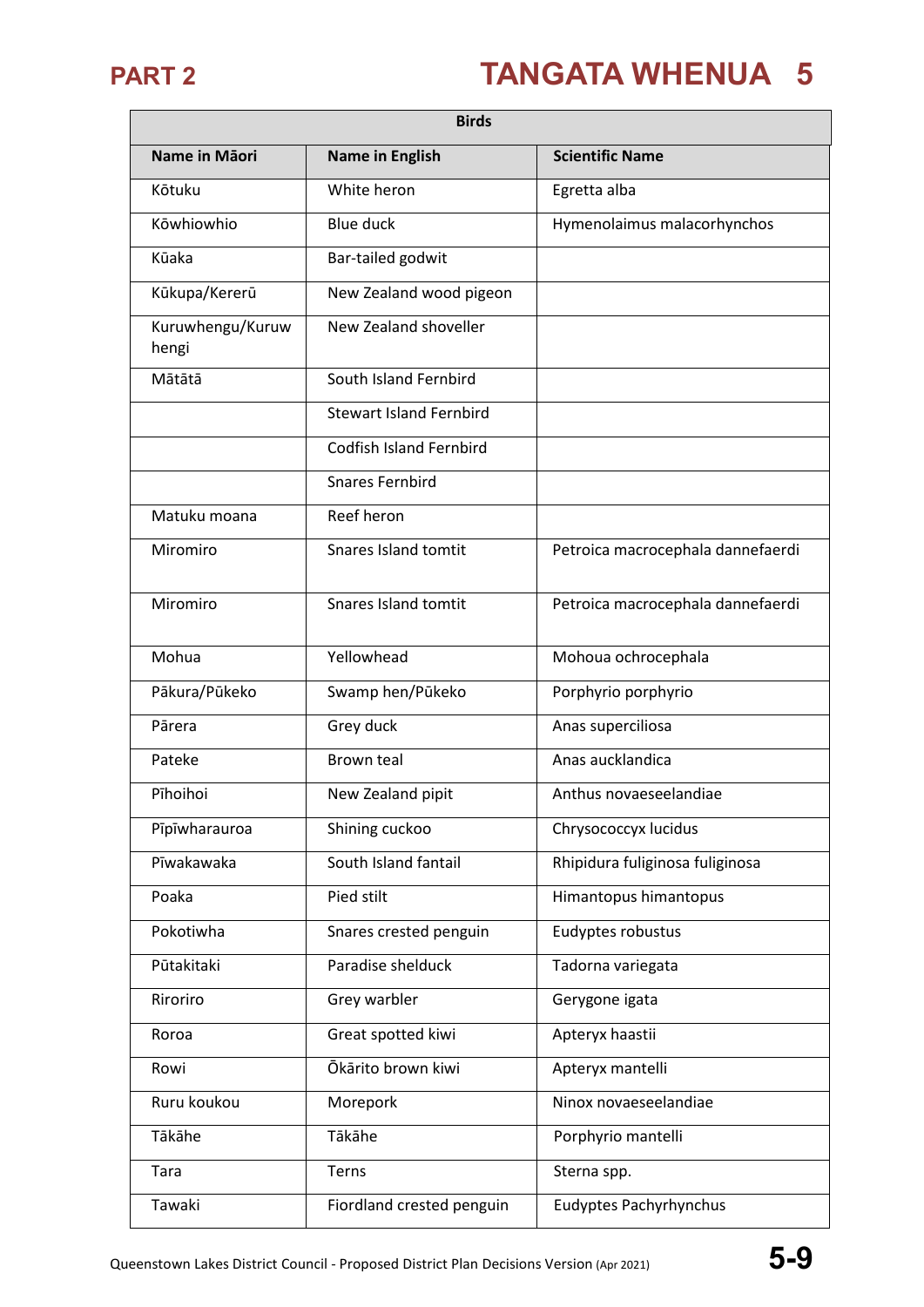| Birds | | |
|---|---|---|
| **Name in Māori** | **Name in English** | **Scientific Name** |
| Kōtuku | White heron | Egretta alba |
| Kōwhiowhio | Blue duck | Hymenolaimus malacorhynchos |
| Kūaka | Bar-tailed godwit | |
| Kūkupa/Kererū | New Zealand wood pigeon | |
| Kuruwhengu/Kuruwhengi | New Zealand shoveller | |
| Mātātā | South Island Fernbird | |
| | Stewart Island Fernbird | |
| | Codfish Island Fernbird | |
| | Snares Fernbird | |
| Matuku moana | Reef heron | |
| Miromiro | Snares Island tomtit | Petroica macrocephala dannefaerdi |
| Miromiro | Snares Island tomtit | Petroica macrocephala dannefaerdi |
| Mohua | Yellowhead | Mohoua ochrocephala |
| Pākura/Pūkeko | Swamp hen/Pūkeko | Porphyrio porphyrio |
| Pārera | Grey duck | Anas superciliosa |
| Pateke | Brown teal | Anas aucklandica |
| Pīhoihoi | New Zealand pipit | Anthus novaeseelandiae |
| Pīpīwharauroa | Shining cuckoo | Chrysococcyx lucidus |
| Pīwakawaka | South Island fantail | Rhipidura fuliginosa fuliginosa |
| Poaka | Pied stilt | Himantopus himantopus |
| Pokotiwha | Snares crested penguin | Eudyptes robustus |
| Pūtakitaki | Paradise shelduck | Tadorna variegata |
| Riroriro | Grey warbler | Gerygone igata |
| Roroa | Great spotted kiwi | Apteryx haastii |
| Rowi | Ōkārito brown kiwi | Apteryx mantelli |
| Ruru koukou | Morepork | Ninox novaeseelandiae |
| Tākāhe | Tākāhe | Porphyrio mantelli |
| Tara | Terns | Sterna spp. |
| Tawaki | Fiordland crested penguin | Eudyptes Pachyrhynchus |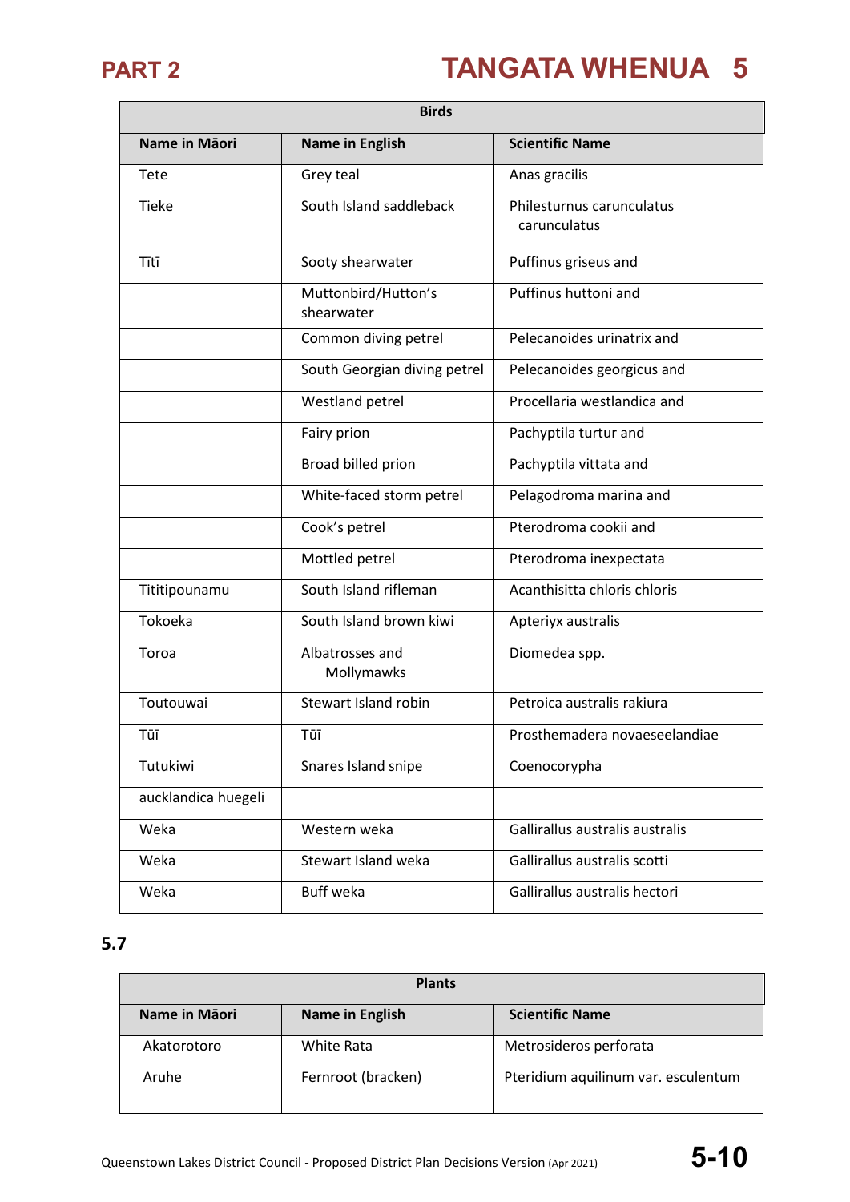| Birds | | |
|---|---|---|
| **Name in Māori** | **Name in English** | **Scientific Name** |
| Tete | Grey teal | Anas gracilis |
| Tieke | South Island saddleback | Philesturnus carunculatus carunculatus |
| Tītī | Sooty shearwater | Puffinus griseus and |
| | Muttonbird/Hutton's shearwater | Puffinus huttoni and |
| | Common diving petrel | Pelecanoides urinatrix and |
| | South Georgian diving petrel | Pelecanoides georgicus and |
| | Westland petrel | Procellaria westlandica and |
| | Fairy prion | Pachyptila turtur and |
| | Broad billed prion | Pachyptila vittata and |
| | White-faced storm petrel | Pelagodroma marina and |
| | Cook's petrel | Pterodroma cookii and |
| | Mottled petrel | Pterodroma inexpectata |
| Tititipounamu | South Island rifleman | Acanthisitta chloris chloris |
| Tokoeka | South Island brown kiwi | Apteryx australis |
| Toroa | Albatrosses and Mollymawks | Diomedea spp. |
| Toutouwai | Stewart Island robin | Petroica australis rakiura |
| Tūī | Tūī | Prosthemadera novaeseelandiae |
| Tutukiwi | Snares Island snipe | Coenocorypha |
| aucklandica huegeli | | |
| Weka | Western weka | Gallirallus australis australis |
| Weka | Stewart Island weka | Gallirallus australis scotti |
| Weka | Buff weka | Gallirallus australis hectori |

## 5.7

| Plants | | |
|---|---|---|
| **Name in Māori** | **Name in English** | **Scientific Name** |
| Akatorotoro | White Rata | Metrosideros perforata |
| Aruhe | Fernroot (bracken) | Pteridium aquilinum var. esculentum |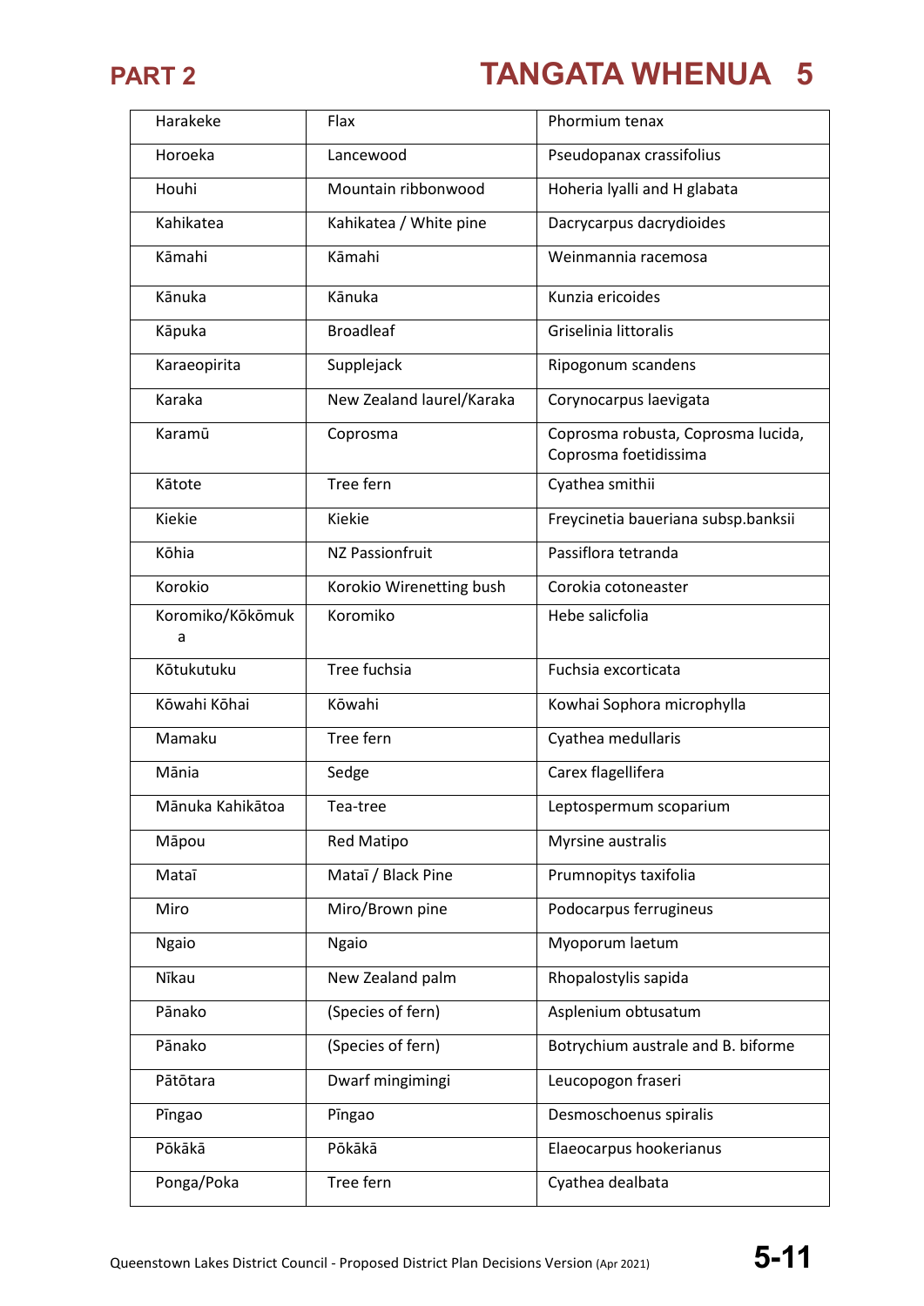| Harakeke | Flax | Phormium tenax |
|---|---|---|
| Horoeka | Lancewood | Pseudopanax crassifolius |
| Houhi | Mountain ribbonwood | Hoheria lyalli and H glabata |
| Kahikatea | Kahikatea / White pine | Dacrycarpus dacrydioides |
| Kāmahi | Kāmahi | Weinmannia racemosa |
| Kānuka | Kānuka | Kunzia ericoides |
| Kāpuka | Broadleaf | Griselinia littoralis |
| Karaeopirita | Supplejack | Ripogonum scandens |
| Karaka | New Zealand laurel/Karaka | Corynocarpus laevigata |
| Karamū | Coprosma | Coprosma robusta, Coprosma lucida, Coprosma foetidissima |
| Kātote | Tree fern | Cyathea smithii |
| Kiekie | Kiekie | Freycinetia baueriana subsp.banksii |
| Kōhia | NZ Passionfruit | Passiflora tetranda |
| Korokio | Korokio Wirenetting bush | Corokia cotoneaster |
| Koromiko/Kōkōmuka | Koromiko | Hebe salicfolia |
| Kōtukutuku | Tree fuchsia | Fuchsia excorticata |
| Kōwahi Kōhai | Kōwahi | Kowhai Sophora microphylla |
| Mamaku | Tree fern | Cyathea medullaris |
| Mānia | Sedge | Carex flagellifera |
| Mānuka Kahikātoa | Tea-tree | Leptospermum scoparium |
| Māpou | Red Matipo | Myrsine australis |
| Mataī | Mataī / Black Pine | Prumnopitys taxifolia |
| Miro | Miro/Brown pine | Podocarpus ferrugineus |
| Ngaio | Ngaio | Myoporum laetum |
| Nīkau | New Zealand palm | Rhopalostylis sapida |
| Pānako | (Species of fern) | Asplenium obtusatum |
| Pānako | (Species of fern) | Botrychium australe and B. biforme |
| Pātōtara | Dwarf mingimingi | Leucopogon fraseri |
| Pīngao | Pīngao | Desmoschoenus spiralis |
| Pōkākā | Pōkākā | Elaeocarpus hookerianus |
| Ponga/Poka | Tree fern | Cyathea dealbata |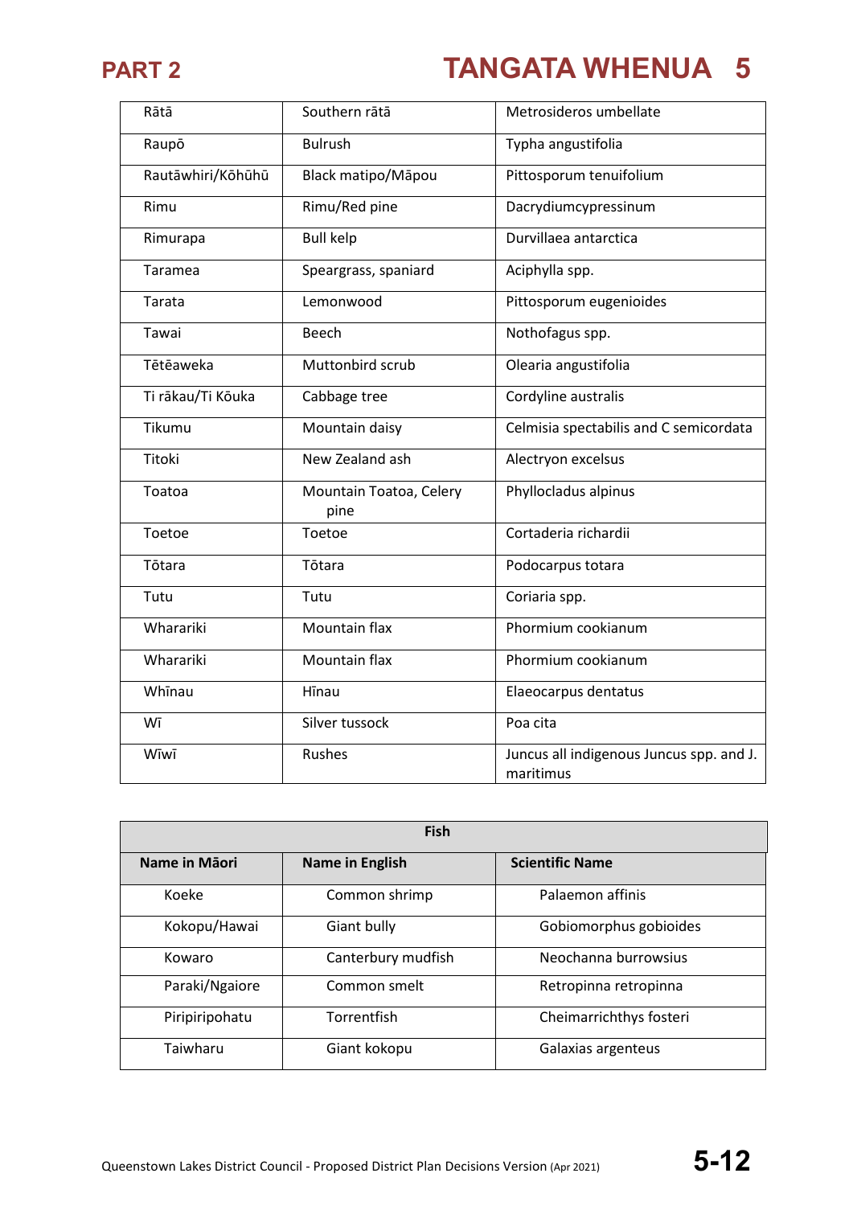| | | |
|---|---|---|
| Rātā | Southern rātā | Metrosideros umbellate |
| Raupō | Bulrush | Typha angustifolia |
| Rautāwhiri/Kōhūhū | Black matipo/Māpou | Pittosporum tenuifolium |
| Rimu | Rimu/Red pine | Dacrydiumcypressinum |
| Rimurapa | Bull kelp | Durvillaea antarctica |
| Taramea | Speargrass, spaniard | Aciphylla spp. |
| Tarata | Lemonwood | Pittosporum eugenioides |
| Tawai | Beech | Nothofagus spp. |
| Tētēaweka | Muttonbird scrub | Olearia angustifolia |
| Ti rākau/Ti Kōuka | Cabbage tree | Cordyline australis |
| Tikumu | Mountain daisy | Celmisia spectabilis and C semicordata |
| Titoki | New Zealand ash | Alectryon excelsus |
| Toatoa | Mountain Toatoa, Celery pine | Phyllocladus alpinus |
| Toetoe | Toetoe | Cortaderia richardii |
| Tōtara | Tōtara | Podocarpus totara |
| Tutu | Tutu | Coriaria spp. |
| Wharariki | Mountain flax | Phormium cookianum |
| Wharariki | Mountain flax | Phormium cookianum |
| Whīnau | Hīnau | Elaeocarpus dentatus |
| Wī | Silver tussock | Poa cita |
| Wīwī | Rushes | Juncus all indigenous Juncus spp. and J. maritimus |

| Fish | | |
|---|---|---|
| **Name in Māori** | **Name in English** | **Scientific Name** |
| Koeke | Common shrimp | Palaemon affinis |
| Kokopu/Hawai | Giant bully | Gobiomorphus gobioides |
| Kowaro | Canterbury mudfish | Neochanna burrowsius |
| Paraki/Ngaiore | Common smelt | Retropinna retropinna |
| Piripiripohatu | Torrentfish | Cheimarrichthys fosteri |
| Taiwharu | Giant kokopu | Galaxias argenteus |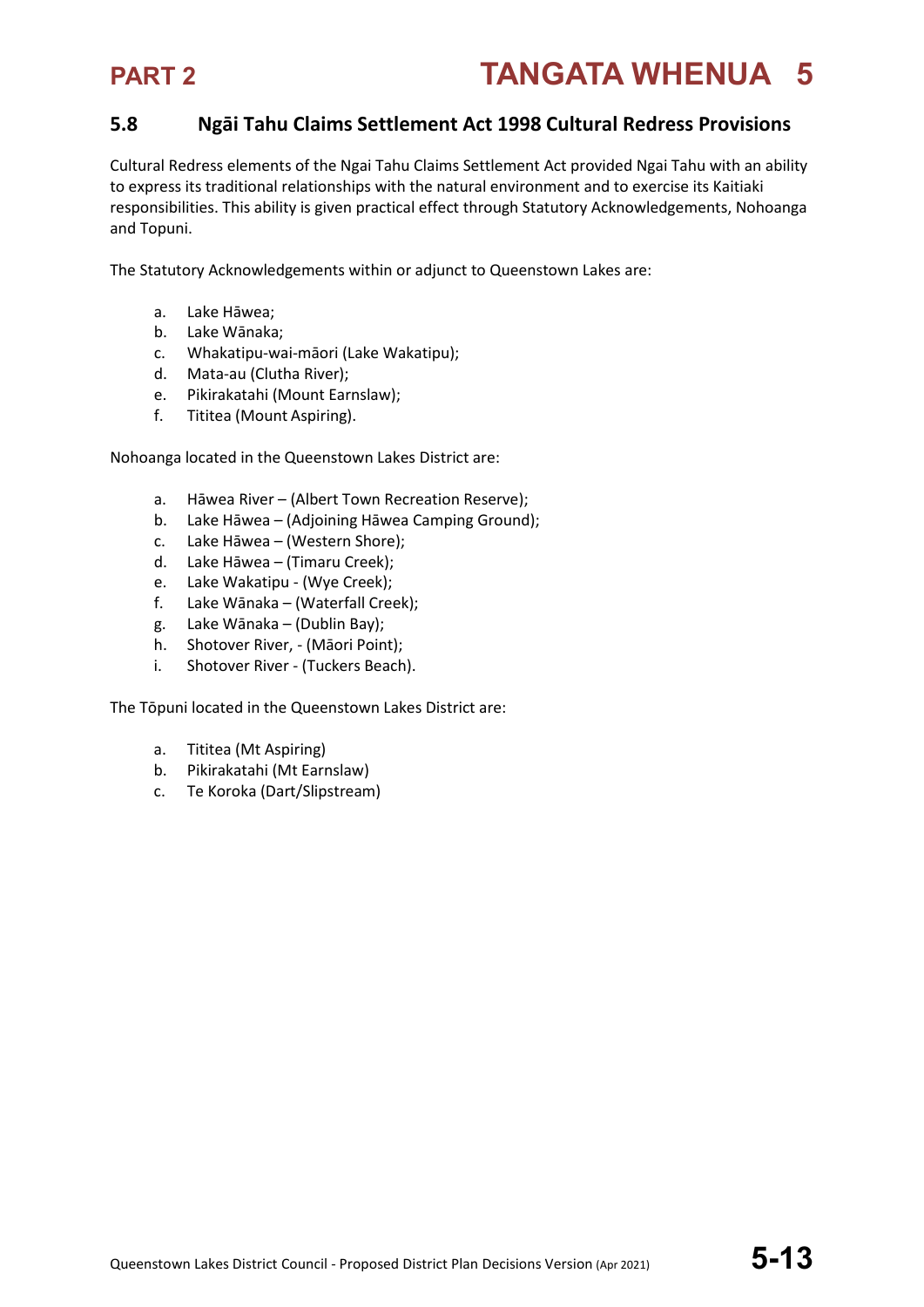## 5.8 Ngāi Tahu Claims Settlement Act 1998 Cultural Redress Provisions

Cultural Redress elements of the Ngai Tahu Claims Settlement Act provided Ngai Tahu with an ability to express its traditional relationships with the natural environment and to exercise its Kaitiaki responsibilities. This ability is given practical effect through Statutory Acknowledgements, Nohoanga and Topuni.

The Statutory Acknowledgements within or adjunct to Queenstown Lakes are:

a. Lake Hāwea;
b. Lake Wānaka;
c. Whakatipu-wai-māori (Lake Wakatipu);
d. Mata-au (Clutha River);
e. Pikirakatahi (Mount Earnslaw);
f. Tititea (Mount Aspiring).

Nohoanga located in the Queenstown Lakes District are:

a. Hāwea River – (Albert Town Recreation Reserve);
b. Lake Hāwea – (Adjoining Hāwea Camping Ground);
c. Lake Hāwea – (Western Shore);
d. Lake Hāwea – (Timaru Creek);
e. Lake Wakatipu - (Wye Creek);
f. Lake Wānaka – (Waterfall Creek);
g. Lake Wānaka – (Dublin Bay);
h. Shotover River, - (Māori Point);
i. Shotover River - (Tuckers Beach).

The Tōpuni located in the Queenstown Lakes District are:

a. Tititea (Mt Aspiring)
b. Pikirakatahi (Mt Earnslaw)
c. Te Koroka (Dart/Slipstream)